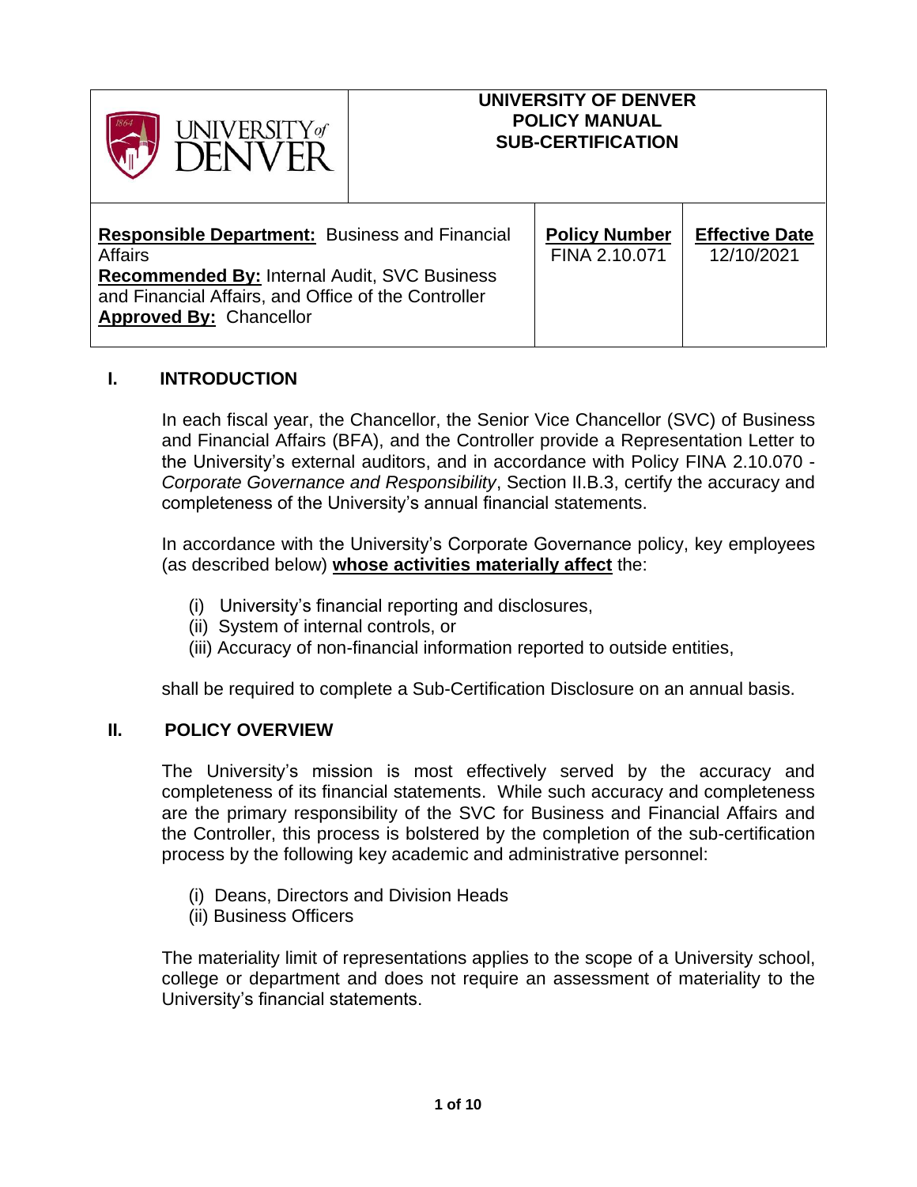| UNIVERSITY of DENVER | UNIVERSITY OF DENVER<br>POLICY MANUAL<br>SUB-CERTIFICATION | |
|---|---|---|
| **Responsible Department:** Business and Financial Affairs<br>**Recommended By:** Internal Audit, SVC Business and Financial Affairs, and Office of the Controller<br>**Approved By:** Chancellor | **Policy Number**<br>FINA 2.10.071 | **Effective Date**<br>12/10/2021 |

## I. INTRODUCTION

In each fiscal year, the Chancellor, the Senior Vice Chancellor (SVC) of Business and Financial Affairs (BFA), and the Controller provide a Representation Letter to the University's external auditors, and in accordance with Policy FINA 2.10.070 - *Corporate Governance and Responsibility*, Section II.B.3, certify the accuracy and completeness of the University's annual financial statements.

In accordance with the University's Corporate Governance policy, key employees (as described below) **whose activities materially affect** the:

(i) University's financial reporting and disclosures,
(ii) System of internal controls, or
(iii) Accuracy of non-financial information reported to outside entities,

shall be required to complete a Sub-Certification Disclosure on an annual basis.

## II. POLICY OVERVIEW

The University's mission is most effectively served by the accuracy and completeness of its financial statements. While such accuracy and completeness are the primary responsibility of the SVC for Business and Financial Affairs and the Controller, this process is bolstered by the completion of the sub-certification process by the following key academic and administrative personnel:

(i) Deans, Directors and Division Heads
(ii) Business Officers

The materiality limit of representations applies to the scope of a University school, college or department and does not require an assessment of materiality to the University's financial statements.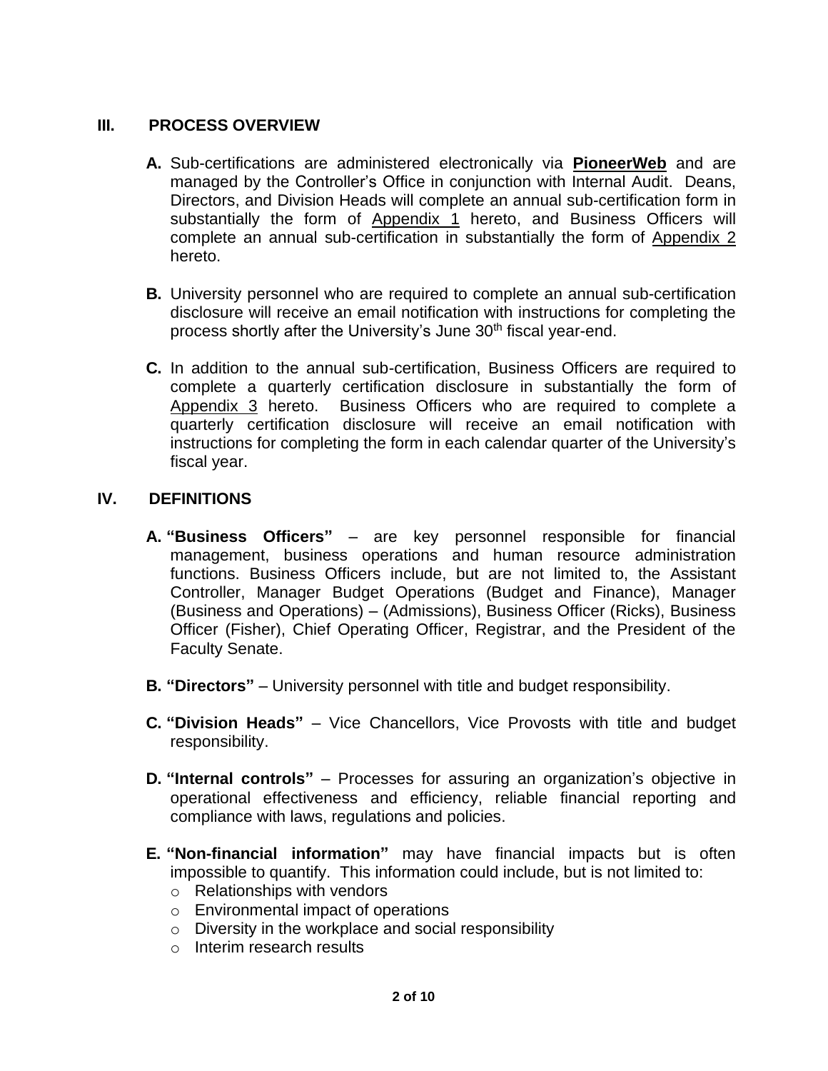## III. PROCESS OVERVIEW

**A.** Sub-certifications are administered electronically via **PioneerWeb** and are managed by the Controller's Office in conjunction with Internal Audit. Deans, Directors, and Division Heads will complete an annual sub-certification form in substantially the form of Appendix 1 hereto, and Business Officers will complete an annual sub-certification in substantially the form of Appendix 2 hereto.

**B.** University personnel who are required to complete an annual sub-certification disclosure will receive an email notification with instructions for completing the process shortly after the University's June 30th fiscal year-end.

**C.** In addition to the annual sub-certification, Business Officers are required to complete a quarterly certification disclosure in substantially the form of Appendix 3 hereto. Business Officers who are required to complete a quarterly certification disclosure will receive an email notification with instructions for completing the form in each calendar quarter of the University's fiscal year.

## IV. DEFINITIONS

**A. "Business Officers"** – are key personnel responsible for financial management, business operations and human resource administration functions. Business Officers include, but are not limited to, the Assistant Controller, Manager Budget Operations (Budget and Finance), Manager (Business and Operations) – (Admissions), Business Officer (Ricks), Business Officer (Fisher), Chief Operating Officer, Registrar, and the President of the Faculty Senate.

**B. "Directors"** – University personnel with title and budget responsibility.

**C. "Division Heads"** – Vice Chancellors, Vice Provosts with title and budget responsibility.

**D. "Internal controls"** – Processes for assuring an organization's objective in operational effectiveness and efficiency, reliable financial reporting and compliance with laws, regulations and policies.

**E. "Non-financial information"** may have financial impacts but is often impossible to quantify. This information could include, but is not limited to:

- Relationships with vendors
- Environmental impact of operations
- Diversity in the workplace and social responsibility
- Interim research results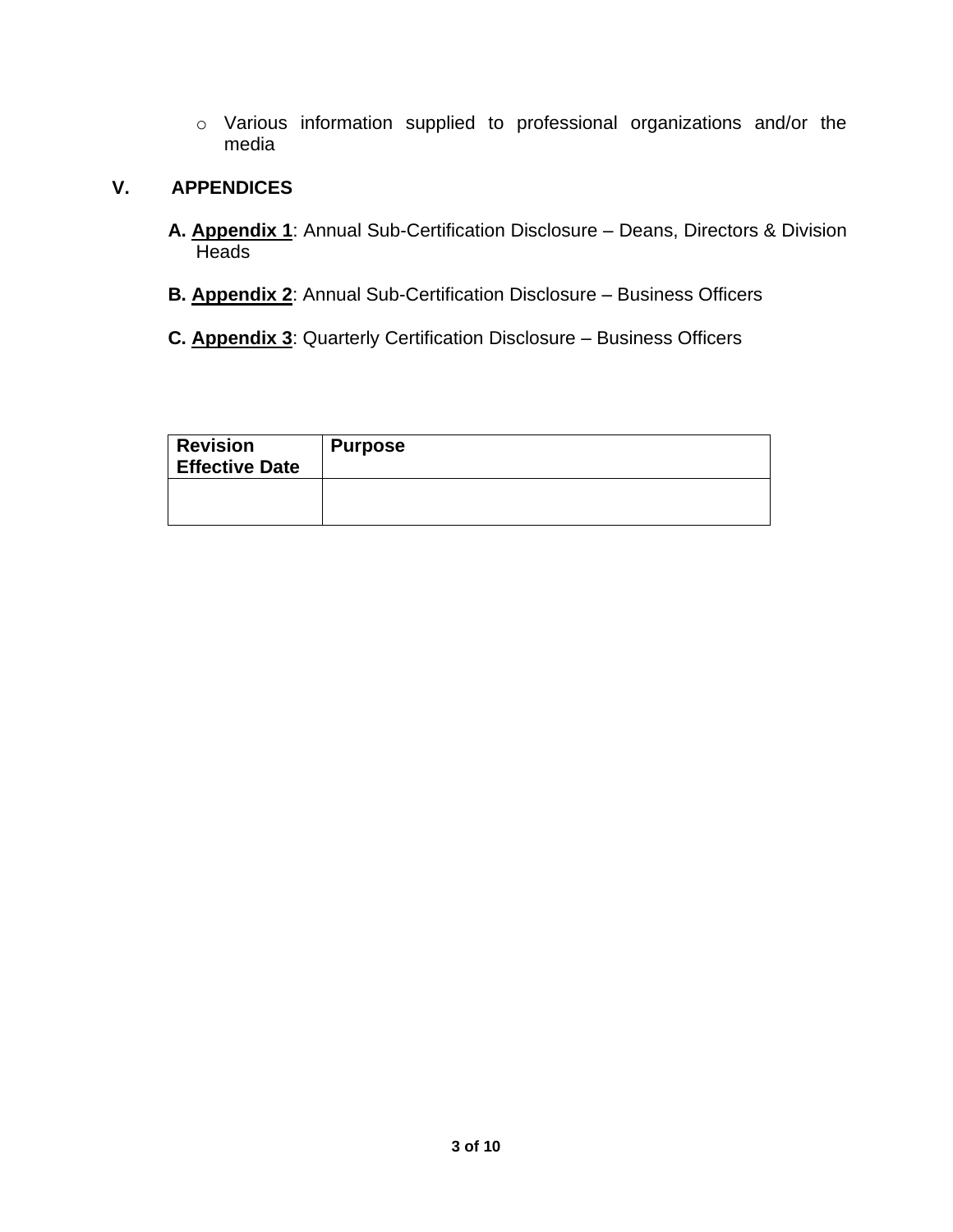- Various information supplied to professional organizations and/or the media

## V. APPENDICES

**A.** **Appendix 1**: Annual Sub-Certification Disclosure – Deans, Directors & Division Heads

**B.** **Appendix 2**: Annual Sub-Certification Disclosure – Business Officers

**C.** **Appendix 3**: Quarterly Certification Disclosure – Business Officers

| Revision Effective Date | Purpose |
| --- | --- |
| | |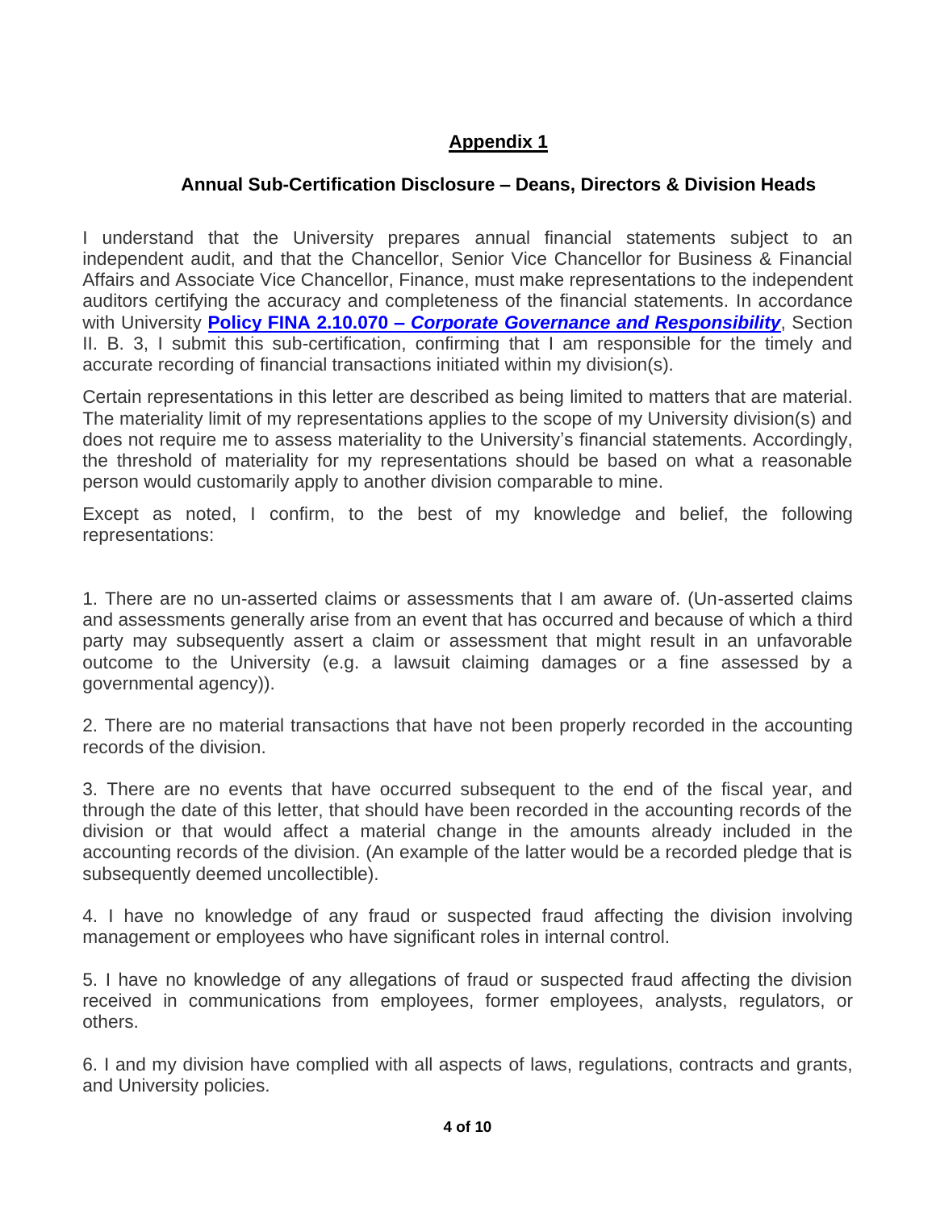## Appendix 1

### Annual Sub-Certification Disclosure – Deans, Directors & Division Heads

I understand that the University prepares annual financial statements subject to an independent audit, and that the Chancellor, Senior Vice Chancellor for Business & Financial Affairs and Associate Vice Chancellor, Finance, must make representations to the independent auditors certifying the accuracy and completeness of the financial statements. In accordance with University **Policy FINA 2.10.070 – *Corporate Governance and Responsibility***, Section II. B. 3, I submit this sub-certification, confirming that I am responsible for the timely and accurate recording of financial transactions initiated within my division(s).

Certain representations in this letter are described as being limited to matters that are material. The materiality limit of my representations applies to the scope of my University division(s) and does not require me to assess materiality to the University's financial statements. Accordingly, the threshold of materiality for my representations should be based on what a reasonable person would customarily apply to another division comparable to mine.

Except as noted, I confirm, to the best of my knowledge and belief, the following representations:

1. There are no un-asserted claims or assessments that I am aware of. (Un-asserted claims and assessments generally arise from an event that has occurred and because of which a third party may subsequently assert a claim or assessment that might result in an unfavorable outcome to the University (e.g. a lawsuit claiming damages or a fine assessed by a governmental agency)).

2. There are no material transactions that have not been properly recorded in the accounting records of the division.

3. There are no events that have occurred subsequent to the end of the fiscal year, and through the date of this letter, that should have been recorded in the accounting records of the division or that would affect a material change in the amounts already included in the accounting records of the division. (An example of the latter would be a recorded pledge that is subsequently deemed uncollectible).

4. I have no knowledge of any fraud or suspected fraud affecting the division involving management or employees who have significant roles in internal control.

5. I have no knowledge of any allegations of fraud or suspected fraud affecting the division received in communications from employees, former employees, analysts, regulators, or others.

6. I and my division have complied with all aspects of laws, regulations, contracts and grants, and University policies.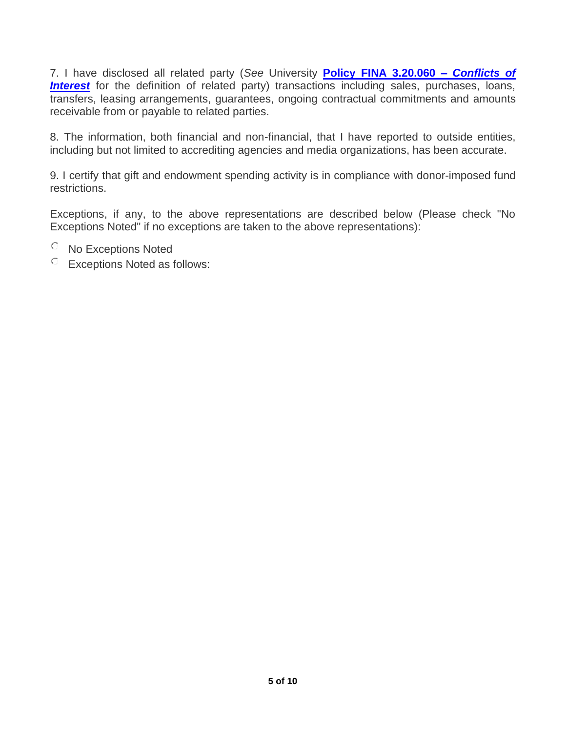7. I have disclosed all related party (*See* University **Policy FINA 3.20.060 – *Conflicts of Interest*** for the definition of related party) transactions including sales, purchases, loans, transfers, leasing arrangements, guarantees, ongoing contractual commitments and amounts receivable from or payable to related parties.

8. The information, both financial and non-financial, that I have reported to outside entities, including but not limited to accrediting agencies and media organizations, has been accurate.

9. I certify that gift and endowment spending activity is in compliance with donor-imposed fund restrictions.

Exceptions, if any, to the above representations are described below (Please check "No Exceptions Noted" if no exceptions are taken to the above representations):

- ○ No Exceptions Noted
- ○ Exceptions Noted as follows: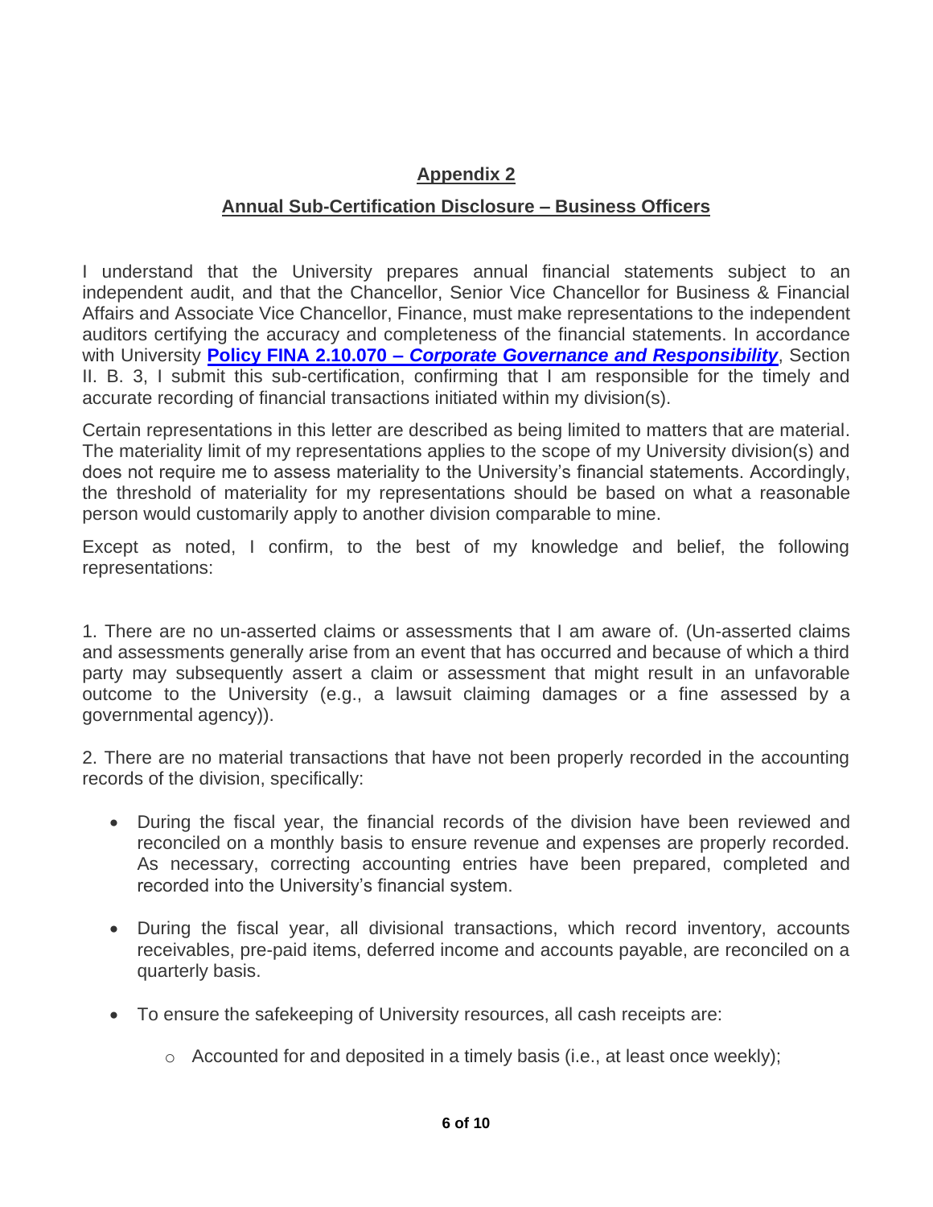## Appendix 2

## Annual Sub-Certification Disclosure – Business Officers

I understand that the University prepares annual financial statements subject to an independent audit, and that the Chancellor, Senior Vice Chancellor for Business & Financial Affairs and Associate Vice Chancellor, Finance, must make representations to the independent auditors certifying the accuracy and completeness of the financial statements. In accordance with University **Policy FINA 2.10.070 – *Corporate Governance and Responsibility***, Section II. B. 3, I submit this sub-certification, confirming that I am responsible for the timely and accurate recording of financial transactions initiated within my division(s).

Certain representations in this letter are described as being limited to matters that are material. The materiality limit of my representations applies to the scope of my University division(s) and does not require me to assess materiality to the University's financial statements. Accordingly, the threshold of materiality for my representations should be based on what a reasonable person would customarily apply to another division comparable to mine.

Except as noted, I confirm, to the best of my knowledge and belief, the following representations:

1. There are no un-asserted claims or assessments that I am aware of. (Un-asserted claims and assessments generally arise from an event that has occurred and because of which a third party may subsequently assert a claim or assessment that might result in an unfavorable outcome to the University (e.g., a lawsuit claiming damages or a fine assessed by a governmental agency)).

2. There are no material transactions that have not been properly recorded in the accounting records of the division, specifically:

- During the fiscal year, the financial records of the division have been reviewed and reconciled on a monthly basis to ensure revenue and expenses are properly recorded. As necessary, correcting accounting entries have been prepared, completed and recorded into the University's financial system.
- During the fiscal year, all divisional transactions, which record inventory, accounts receivables, pre-paid items, deferred income and accounts payable, are reconciled on a quarterly basis.
- To ensure the safekeeping of University resources, all cash receipts are:
  - Accounted for and deposited in a timely basis (i.e., at least once weekly);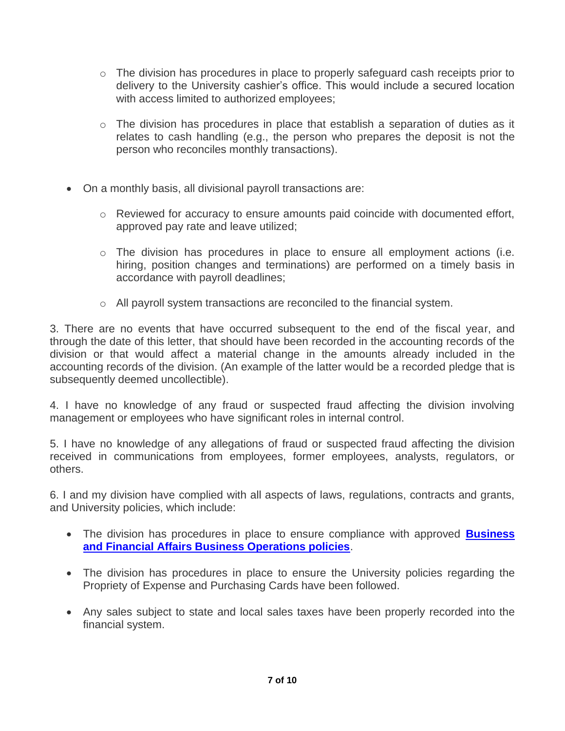- The division has procedures in place to properly safeguard cash receipts prior to delivery to the University cashier's office. This would include a secured location with access limited to authorized employees;

  - The division has procedures in place that establish a separation of duties as it relates to cash handling (e.g., the person who prepares the deposit is not the person who reconciles monthly transactions).

- On a monthly basis, all divisional payroll transactions are:

  - Reviewed for accuracy to ensure amounts paid coincide with documented effort, approved pay rate and leave utilized;

  - The division has procedures in place to ensure all employment actions (i.e. hiring, position changes and terminations) are performed on a timely basis in accordance with payroll deadlines;

  - All payroll system transactions are reconciled to the financial system.

3. There are no events that have occurred subsequent to the end of the fiscal year, and through the date of this letter, that should have been recorded in the accounting records of the division or that would affect a material change in the amounts already included in the accounting records of the division. (An example of the latter would be a recorded pledge that is subsequently deemed uncollectible).

4. I have no knowledge of any fraud or suspected fraud affecting the division involving management or employees who have significant roles in internal control.

5. I have no knowledge of any allegations of fraud or suspected fraud affecting the division received in communications from employees, former employees, analysts, regulators, or others.

6. I and my division have complied with all aspects of laws, regulations, contracts and grants, and University policies, which include:

- The division has procedures in place to ensure compliance with approved **Business and Financial Affairs Business Operations policies**.

- The division has procedures in place to ensure the University policies regarding the Propriety of Expense and Purchasing Cards have been followed.

- Any sales subject to state and local sales taxes have been properly recorded into the financial system.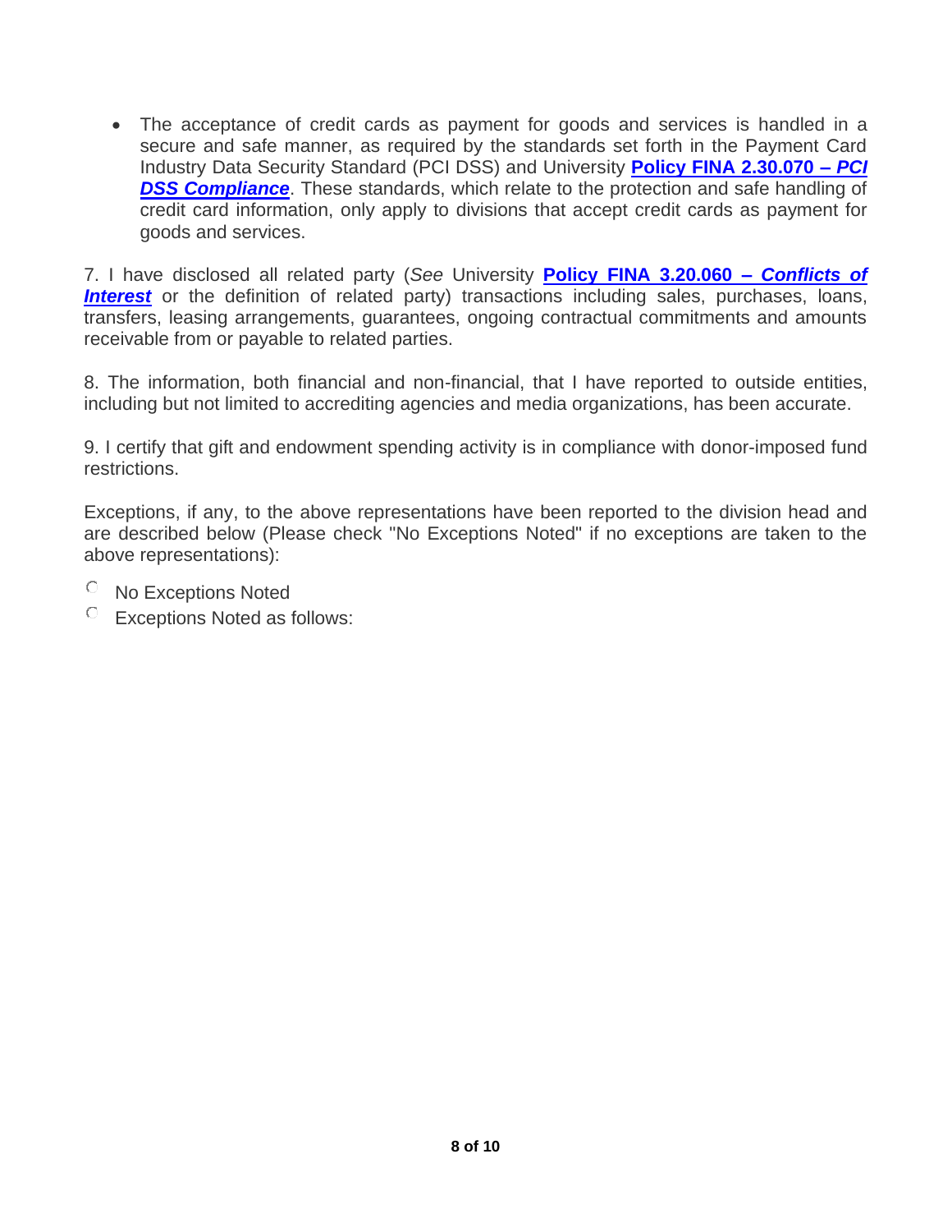- The acceptance of credit cards as payment for goods and services is handled in a secure and safe manner, as required by the standards set forth in the Payment Card Industry Data Security Standard (PCI DSS) and University **Policy FINA 2.30.070 – *PCI DSS Compliance***. These standards, which relate to the protection and safe handling of credit card information, only apply to divisions that accept credit cards as payment for goods and services.

7. I have disclosed all related party (*See* University **Policy FINA 3.20.060 – *Conflicts of Interest*** or the definition of related party) transactions including sales, purchases, loans, transfers, leasing arrangements, guarantees, ongoing contractual commitments and amounts receivable from or payable to related parties.

8. The information, both financial and non-financial, that I have reported to outside entities, including but not limited to accrediting agencies and media organizations, has been accurate.

9. I certify that gift and endowment spending activity is in compliance with donor-imposed fund restrictions.

Exceptions, if any, to the above representations have been reported to the division head and are described below (Please check "No Exceptions Noted" if no exceptions are taken to the above representations):

- ○ No Exceptions Noted
- ○ Exceptions Noted as follows: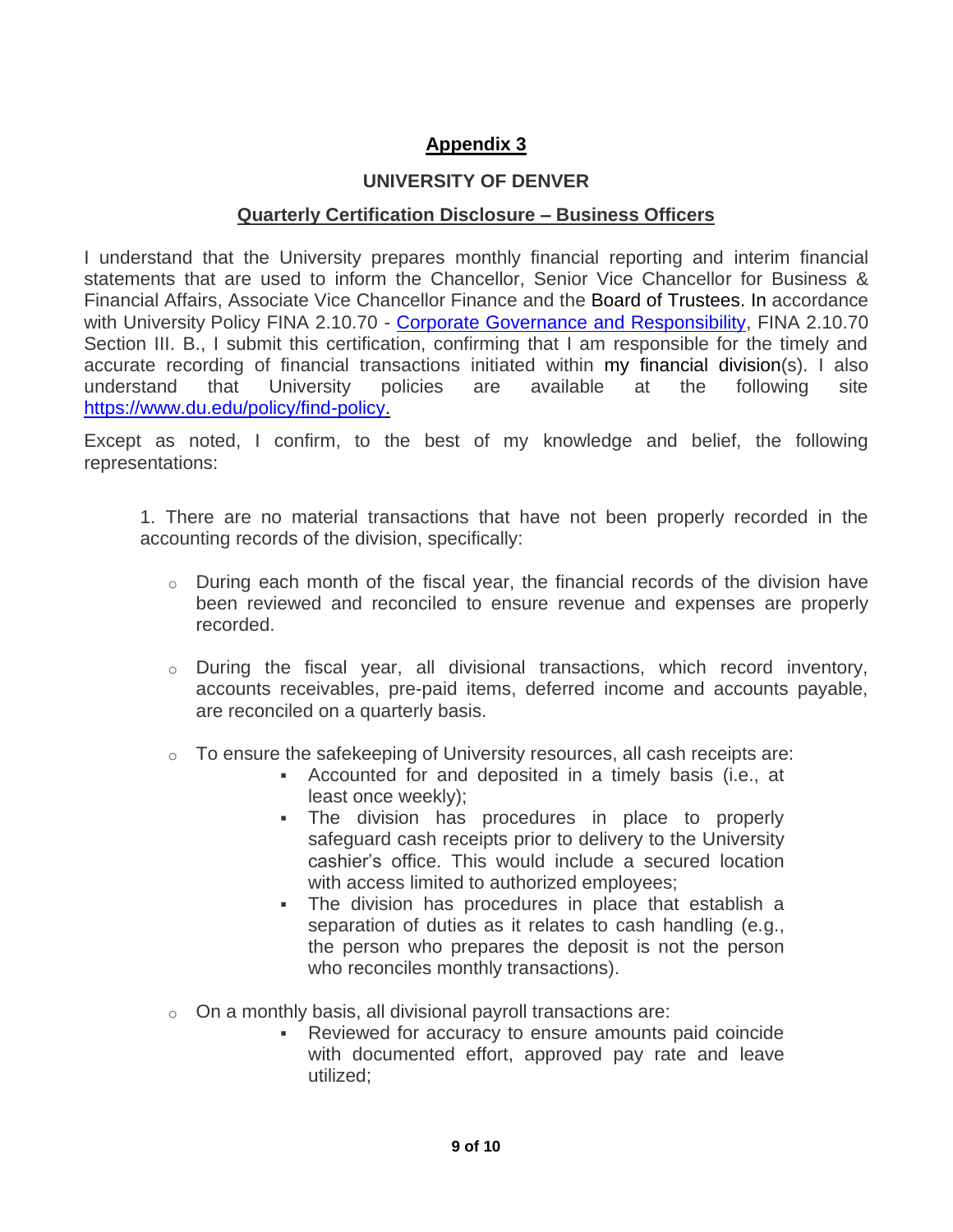## Appendix 3

### UNIVERSITY OF DENVER

### Quarterly Certification Disclosure – Business Officers

I understand that the University prepares monthly financial reporting and interim financial statements that are used to inform the Chancellor, Senior Vice Chancellor for Business & Financial Affairs, Associate Vice Chancellor Finance and the Board of Trustees. In accordance with University Policy FINA 2.10.70 - [Corporate Governance and Responsibility](), FINA 2.10.70 Section III. B., I submit this certification, confirming that I am responsible for the timely and accurate recording of financial transactions initiated within my financial division(s). I also understand that University policies are available at the following site [https://www.du.edu/policy/find-policy.](https://www.du.edu/policy/find-policy)

Except as noted, I confirm, to the best of my knowledge and belief, the following representations:

1. There are no material transactions that have not been properly recorded in the accounting records of the division, specifically:

   - During each month of the fiscal year, the financial records of the division have been reviewed and reconciled to ensure revenue and expenses are properly recorded.
   - During the fiscal year, all divisional transactions, which record inventory, accounts receivables, pre-paid items, deferred income and accounts payable, are reconciled on a quarterly basis.
   - To ensure the safekeeping of University resources, all cash receipts are:
     - Accounted for and deposited in a timely basis (i.e., at least once weekly);
     - The division has procedures in place to properly safeguard cash receipts prior to delivery to the University cashier's office. This would include a secured location with access limited to authorized employees;
     - The division has procedures in place that establish a separation of duties as it relates to cash handling (e.g., the person who prepares the deposit is not the person who reconciles monthly transactions).
   - On a monthly basis, all divisional payroll transactions are:
     - Reviewed for accuracy to ensure amounts paid coincide with documented effort, approved pay rate and leave utilized;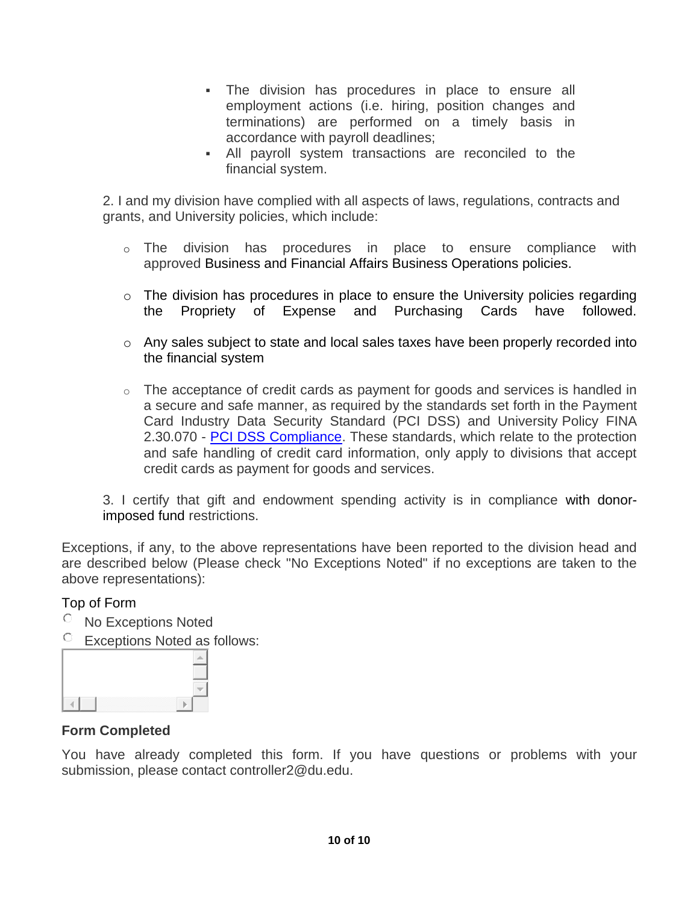- The division has procedures in place to ensure all employment actions (i.e. hiring, position changes and terminations) are performed on a timely basis in accordance with payroll deadlines;
- All payroll system transactions are reconciled to the financial system.

2. I and my division have complied with all aspects of laws, regulations, contracts and grants, and University policies, which include:

   - The division has procedures in place to ensure compliance with approved Business and Financial Affairs Business Operations policies.

   - The division has procedures in place to ensure the University policies regarding the Propriety of Expense and Purchasing Cards have followed.

   - Any sales subject to state and local sales taxes have been properly recorded into the financial system

   - The acceptance of credit cards as payment for goods and services is handled in a secure and safe manner, as required by the standards set forth in the Payment Card Industry Data Security Standard (PCI DSS) and University Policy FINA 2.30.070 - PCI DSS Compliance. These standards, which relate to the protection and safe handling of credit card information, only apply to divisions that accept credit cards as payment for goods and services.

3. I certify that gift and endowment spending activity is in compliance with donor-imposed fund restrictions.

Exceptions, if any, to the above representations have been reported to the division head and are described below (Please check "No Exceptions Noted" if no exceptions are taken to the above representations):

Top of Form

- ○ No Exceptions Noted
- ○ Exceptions Noted as follows:

**Form Completed**

You have already completed this form. If you have questions or problems with your submission, please contact controller2@du.edu.